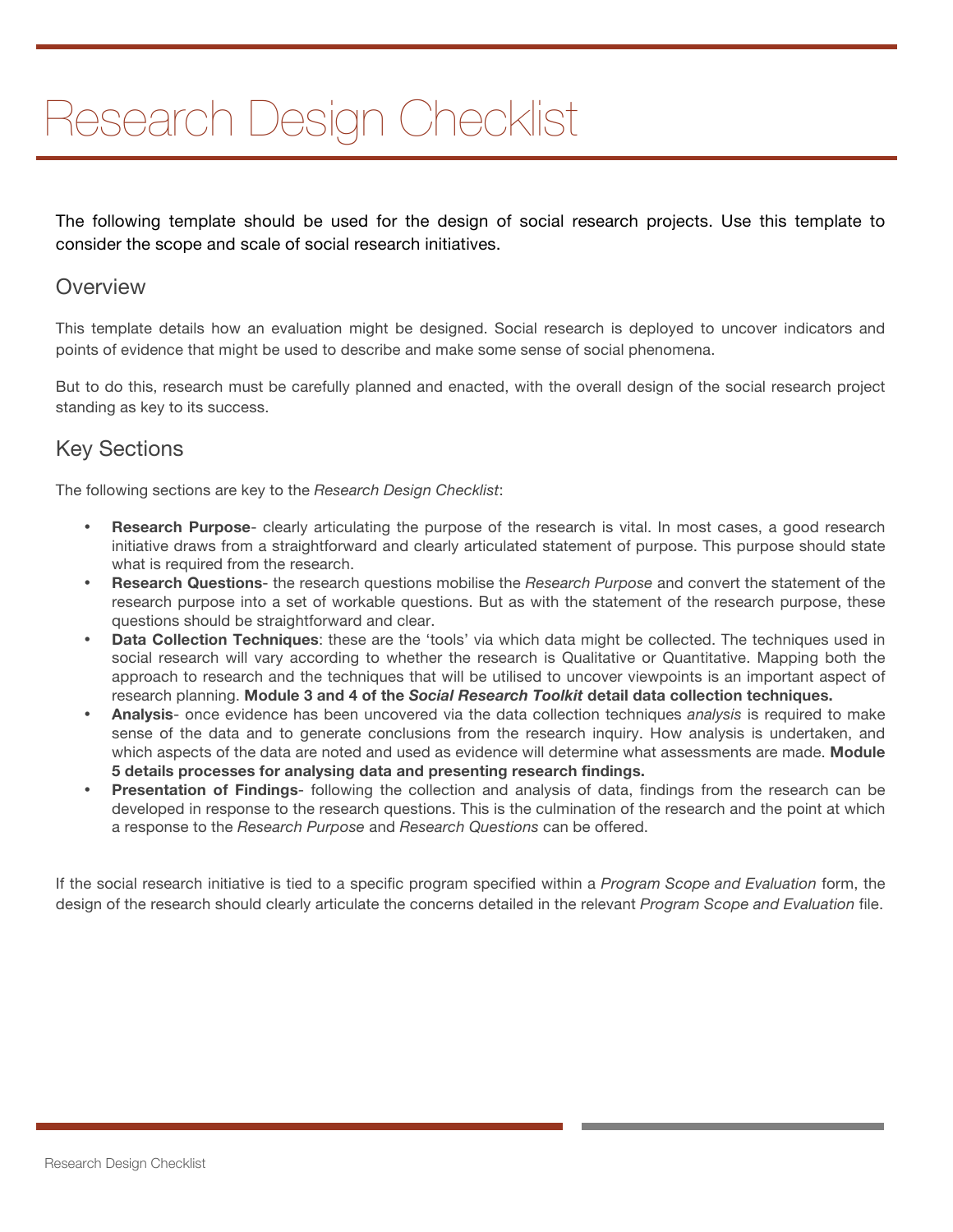# Research Design Checklist

The following template should be used for the design of social research projects. Use this template to consider the scope and scale of social research initiatives.

## Overview

This template details how an evaluation might be designed. Social research is deployed to uncover indicators and points of evidence that might be used to describe and make some sense of social phenomena.

But to do this, research must be carefully planned and enacted, with the overall design of the social research project standing as key to its success.

## Key Sections

The following sections are key to the *Research Design Checklist*:

- **Research Purpose**- clearly articulating the purpose of the research is vital. In most cases, a good research initiative draws from a straightforward and clearly articulated statement of purpose. This purpose should state what is required from the research.
- **Research Questions**- the research questions mobilise the *Research Purpose* and convert the statement of the research purpose into a set of workable questions. But as with the statement of the research purpose, these questions should be straightforward and clear.
- **Data Collection Techniques**: these are the 'tools' via which data might be collected. The techniques used in social research will vary according to whether the research is Qualitative or Quantitative. Mapping both the approach to research and the techniques that will be utilised to uncover viewpoints is an important aspect of research planning. **Module 3 and 4 of the *Social Research Toolkit* detail data collection techniques.**
- **Analysis**- once evidence has been uncovered via the data collection techniques *analysis* is required to make sense of the data and to generate conclusions from the research inquiry. How analysis is undertaken, and which aspects of the data are noted and used as evidence will determine what assessments are made. **Module 5 details processes for analysing data and presenting research findings.**
- **Presentation of Findings**- following the collection and analysis of data, findings from the research can be developed in response to the research questions. This is the culmination of the research and the point at which a response to the *Research Purpose* and *Research Questions* can be offered.

If the social research initiative is tied to a specific program specified within a *Program Scope and Evaluation* form, the design of the research should clearly articulate the concerns detailed in the relevant *Program Scope and Evaluation* file.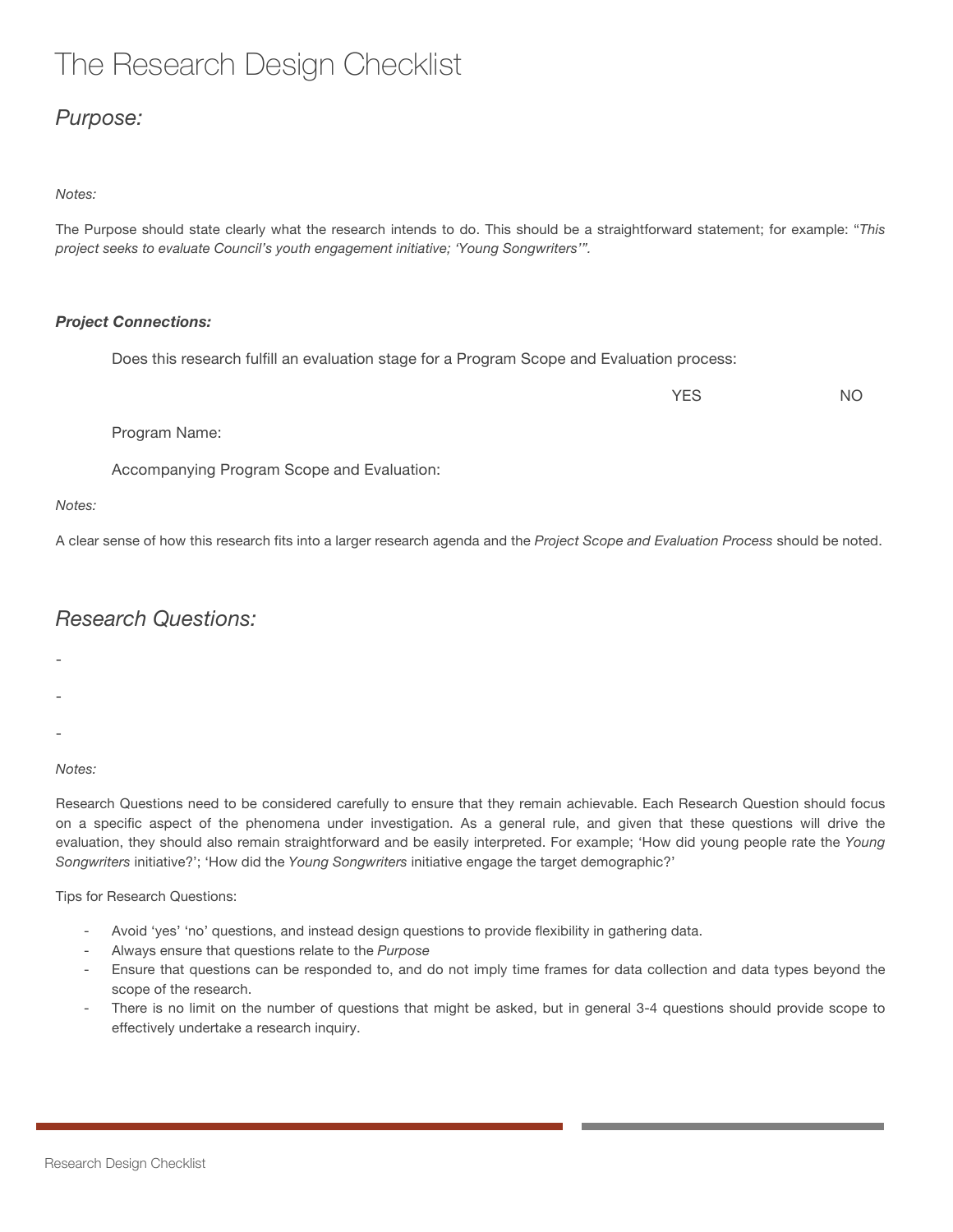# The Research Design Checklist

## *Purpose:*

*Notes:*

The Purpose should state clearly what the research intends to do. This should be a straightforward statement; for example: "*This project seeks to evaluate Council's youth engagement initiative; 'Young Songwriters'*".

***Project Connections:***

Does this research fulfill an evaluation stage for a Program Scope and Evaluation process:

YES NO

Program Name:

Accompanying Program Scope and Evaluation:

*Notes:*

A clear sense of how this research fits into a larger research agenda and the *Project Scope and Evaluation Process* should be noted.

## *Research Questions:*

-

-

-

*Notes:*

Research Questions need to be considered carefully to ensure that they remain achievable. Each Research Question should focus on a specific aspect of the phenomena under investigation. As a general rule, and given that these questions will drive the evaluation, they should also remain straightforward and be easily interpreted. For example; 'How did young people rate the *Young Songwriters* initiative?'; 'How did the *Young Songwriters* initiative engage the target demographic?'

Tips for Research Questions:

- Avoid 'yes' 'no' questions, and instead design questions to provide flexibility in gathering data.
- Always ensure that questions relate to the *Purpose*
- Ensure that questions can be responded to, and do not imply time frames for data collection and data types beyond the scope of the research.
- There is no limit on the number of questions that might be asked, but in general 3-4 questions should provide scope to effectively undertake a research inquiry.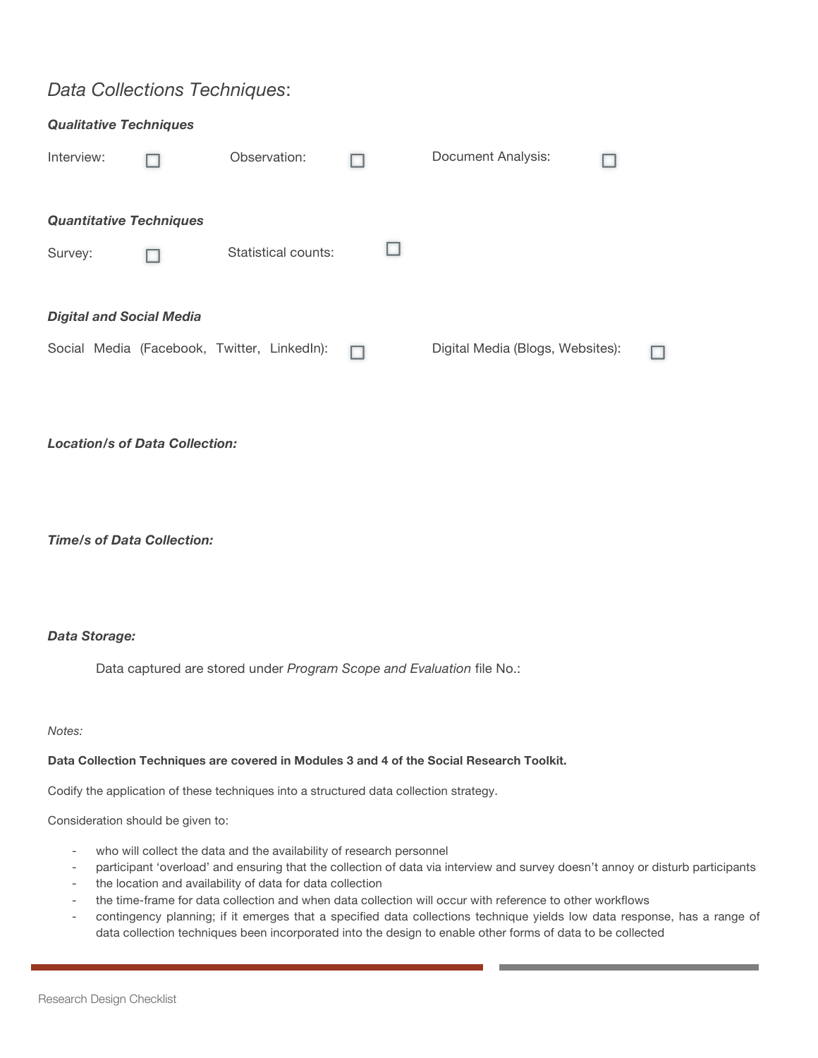## *Data Collections Techniques*:

***Qualitative Techniques***

Interview: ☐ Observation: ☐ Document Analysis: ☐

***Quantitative Techniques***

Survey: ☐ Statistical counts: ☐

***Digital and Social Media***

Social Media (Facebook, Twitter, LinkedIn): ☐ Digital Media (Blogs, Websites): ☐

***Location/s of Data Collection:***

***Time/s of Data Collection:***

***Data Storage:***

Data captured are stored under *Program Scope and Evaluation* file No.:

*Notes:*

**Data Collection Techniques are covered in Modules 3 and 4 of the Social Research Toolkit.**

Codify the application of these techniques into a structured data collection strategy.

Consideration should be given to:

- who will collect the data and the availability of research personnel
- participant 'overload' and ensuring that the collection of data via interview and survey doesn't annoy or disturb participants
- the location and availability of data for data collection
- the time-frame for data collection and when data collection will occur with reference to other workflows
- contingency planning; if it emerges that a specified data collections technique yields low data response, has a range of data collection techniques been incorporated into the design to enable other forms of data to be collected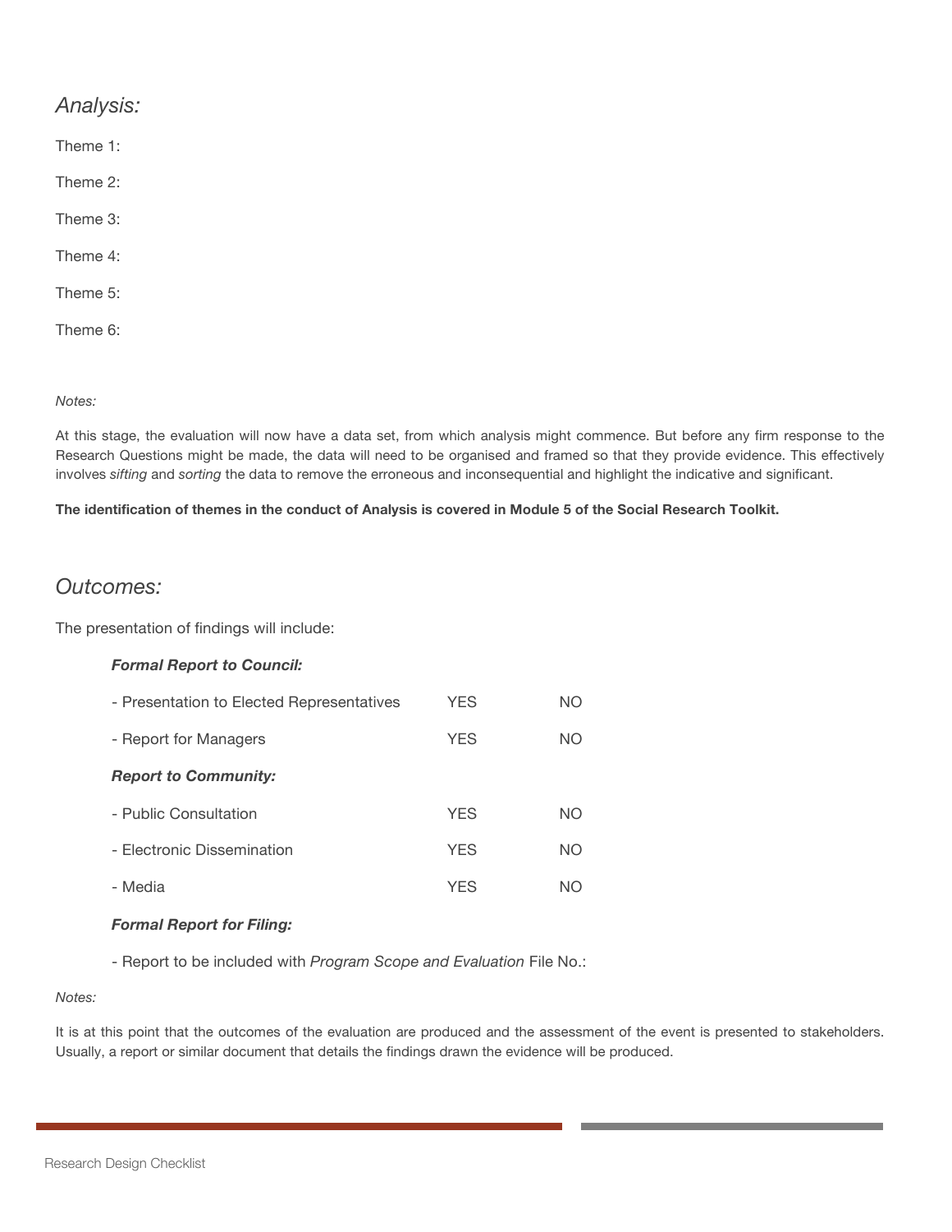## *Analysis:*

Theme 1:

Theme 2:

Theme 3:

Theme 4:

Theme 5:

Theme 6:

*Notes:*

At this stage, the evaluation will now have a data set, from which analysis might commence. But before any firm response to the Research Questions might be made, the data will need to be organised and framed so that they provide evidence. This effectively involves *sifting* and *sorting* the data to remove the erroneous and inconsequential and highlight the indicative and significant.

**The identification of themes in the conduct of Analysis is covered in Module 5 of the Social Research Toolkit.**

## *Outcomes:*

The presentation of findings will include:

***Formal Report to Council:***

| | | |
|---|---|---|
| - Presentation to Elected Representatives | YES | NO |
| - Report for Managers | YES | NO |

***Report to Community:***

| | | |
|---|---|---|
| - Public Consultation | YES | NO |
| - Electronic Dissemination | YES | NO |
| - Media | YES | NO |

***Formal Report for Filing:***

- Report to be included with *Program Scope and Evaluation* File No.:

*Notes:*

It is at this point that the outcomes of the evaluation are produced and the assessment of the event is presented to stakeholders. Usually, a report or similar document that details the findings drawn the evidence will be produced.